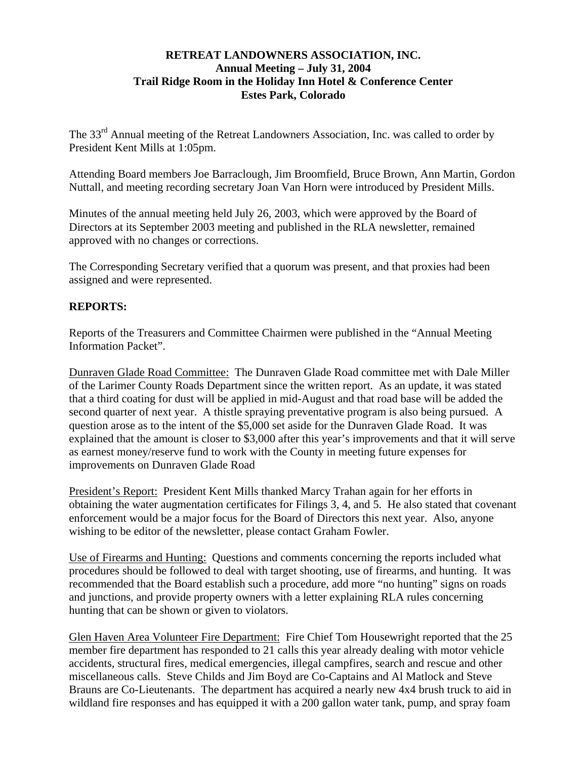**RETREAT LANDOWNERS ASSOCIATION, INC.**
**Annual Meeting – July 31, 2004**
**Trail Ridge Room in the Holiday Inn Hotel & Conference Center**
**Estes Park, Colorado**

The 33rd Annual meeting of the Retreat Landowners Association, Inc. was called to order by President Kent Mills at 1:05pm.

Attending Board members Joe Barraclough, Jim Broomfield, Bruce Brown, Ann Martin, Gordon Nuttall, and meeting recording secretary Joan Van Horn were introduced by President Mills.

Minutes of the annual meeting held July 26, 2003, which were approved by the Board of Directors at its September 2003 meeting and published in the RLA newsletter, remained approved with no changes or corrections.

The Corresponding Secretary verified that a quorum was present, and that proxies had been assigned and were represented.

**REPORTS:**

Reports of the Treasurers and Committee Chairmen were published in the "Annual Meeting Information Packet".

Dunraven Glade Road Committee: The Dunraven Glade Road committee met with Dale Miller of the Larimer County Roads Department since the written report. As an update, it was stated that a third coating for dust will be applied in mid-August and that road base will be added the second quarter of next year. A thistle spraying preventative program is also being pursued. A question arose as to the intent of the $5,000 set aside for the Dunraven Glade Road. It was explained that the amount is closer to $3,000 after this year's improvements and that it will serve as earnest money/reserve fund to work with the County in meeting future expenses for improvements on Dunraven Glade Road

President's Report: President Kent Mills thanked Marcy Trahan again for her efforts in obtaining the water augmentation certificates for Filings 3, 4, and 5. He also stated that covenant enforcement would be a major focus for the Board of Directors this next year. Also, anyone wishing to be editor of the newsletter, please contact Graham Fowler.

Use of Firearms and Hunting: Questions and comments concerning the reports included what procedures should be followed to deal with target shooting, use of firearms, and hunting. It was recommended that the Board establish such a procedure, add more "no hunting" signs on roads and junctions, and provide property owners with a letter explaining RLA rules concerning hunting that can be shown or given to violators.

Glen Haven Area Volunteer Fire Department: Fire Chief Tom Housewright reported that the 25 member fire department has responded to 21 calls this year already dealing with motor vehicle accidents, structural fires, medical emergencies, illegal campfires, search and rescue and other miscellaneous calls. Steve Childs and Jim Boyd are Co-Captains and Al Matlock and Steve Brauns are Co-Lieutenants. The department has acquired a nearly new 4x4 brush truck to aid in wildland fire responses and has equipped it with a 200 gallon water tank, pump, and spray foam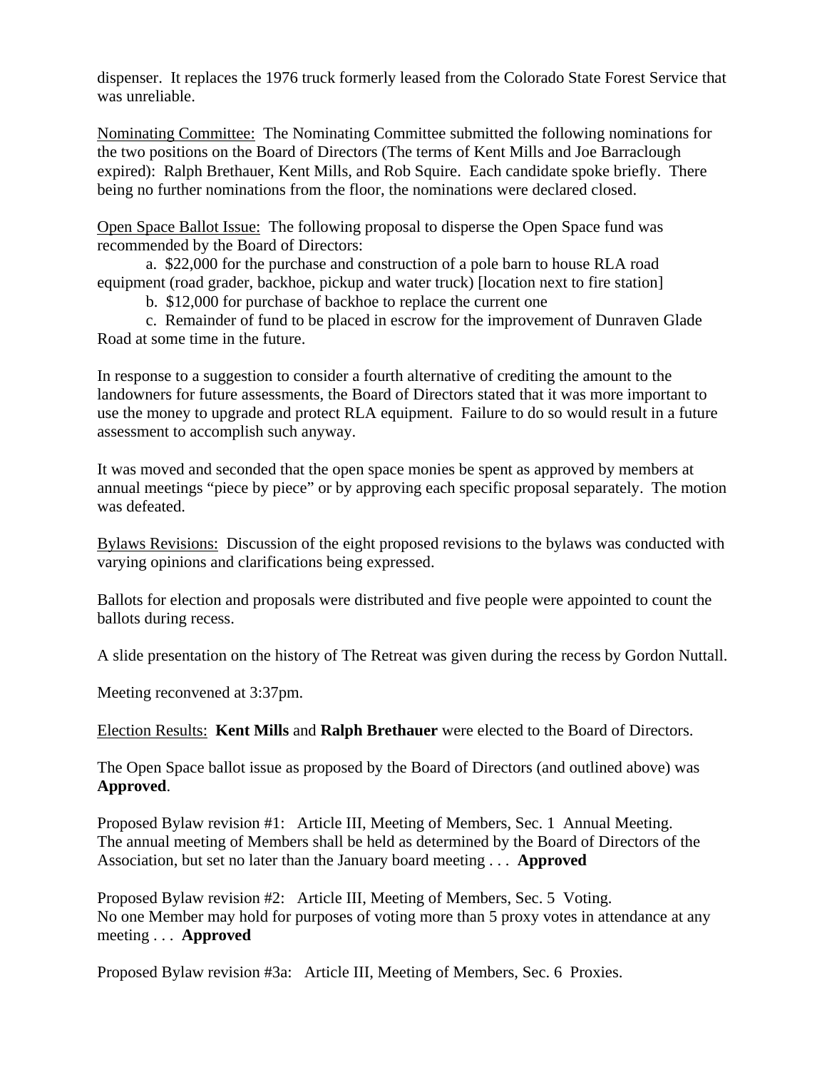dispenser. It replaces the 1976 truck formerly leased from the Colorado State Forest Service that was unreliable.

<u>Nominating Committee:</u> The Nominating Committee submitted the following nominations for the two positions on the Board of Directors (The terms of Kent Mills and Joe Barraclough expired): Ralph Brethauer, Kent Mills, and Rob Squire. Each candidate spoke briefly. There being no further nominations from the floor, the nominations were declared closed.

<u>Open Space Ballot Issue:</u> The following proposal to disperse the Open Space fund was recommended by the Board of Directors:

a. $22,000 for the purchase and construction of a pole barn to house RLA road equipment (road grader, backhoe, pickup and water truck) [location next to fire station]

b. $12,000 for purchase of backhoe to replace the current one

c. Remainder of fund to be placed in escrow for the improvement of Dunraven Glade Road at some time in the future.

In response to a suggestion to consider a fourth alternative of crediting the amount to the landowners for future assessments, the Board of Directors stated that it was more important to use the money to upgrade and protect RLA equipment. Failure to do so would result in a future assessment to accomplish such anyway.

It was moved and seconded that the open space monies be spent as approved by members at annual meetings "piece by piece" or by approving each specific proposal separately. The motion was defeated.

<u>Bylaws Revisions:</u> Discussion of the eight proposed revisions to the bylaws was conducted with varying opinions and clarifications being expressed.

Ballots for election and proposals were distributed and five people were appointed to count the ballots during recess.

A slide presentation on the history of The Retreat was given during the recess by Gordon Nuttall.

Meeting reconvened at 3:37pm.

<u>Election Results:</u> **Kent Mills** and **Ralph Brethauer** were elected to the Board of Directors.

The Open Space ballot issue as proposed by the Board of Directors (and outlined above) was **Approved**.

Proposed Bylaw revision #1: Article III, Meeting of Members, Sec. 1 Annual Meeting.
The annual meeting of Members shall be held as determined by the Board of Directors of the Association, but set no later than the January board meeting . . . **Approved**

Proposed Bylaw revision #2: Article III, Meeting of Members, Sec. 5 Voting.
No one Member may hold for purposes of voting more than 5 proxy votes in attendance at any meeting . . . **Approved**

Proposed Bylaw revision #3a: Article III, Meeting of Members, Sec. 6 Proxies.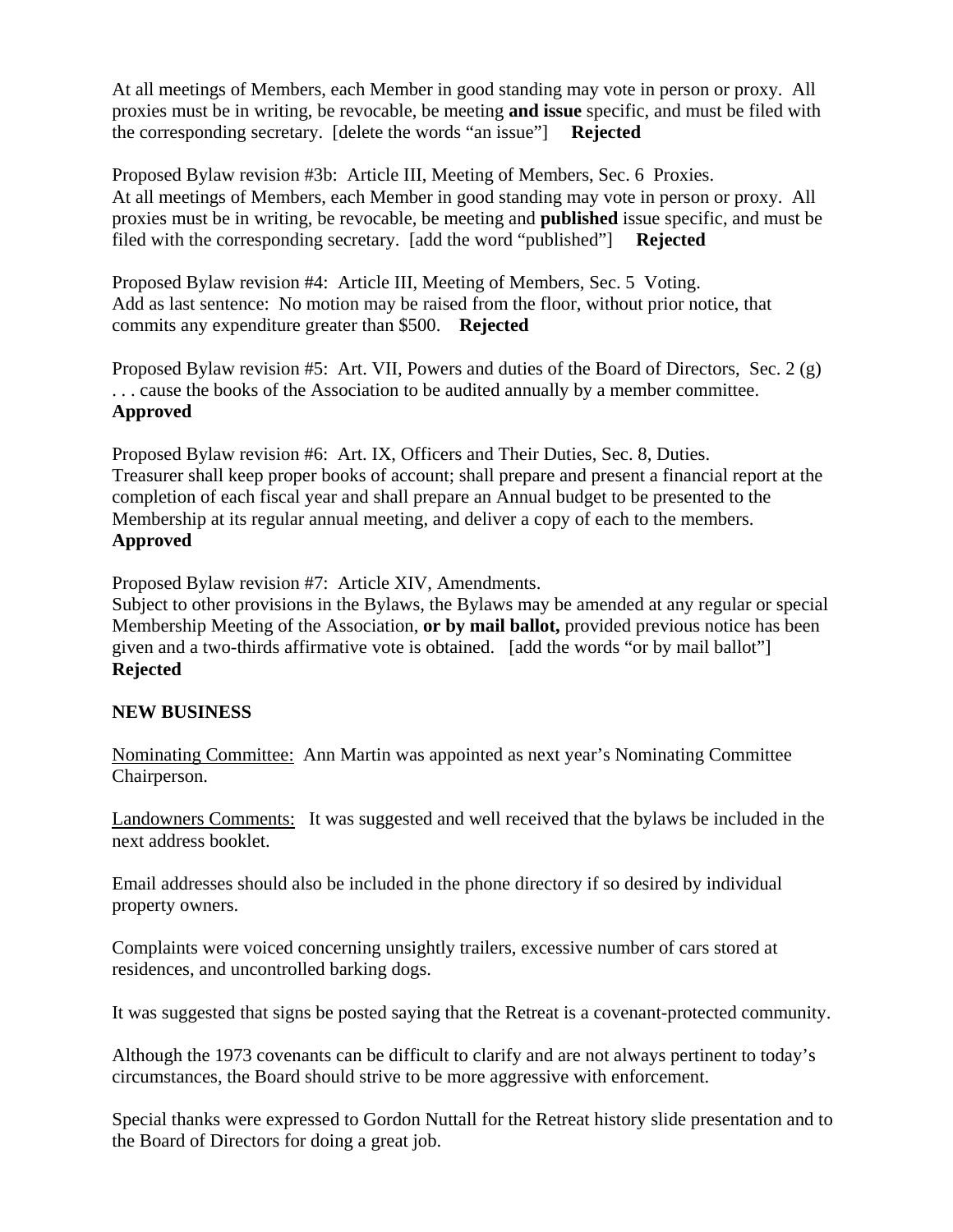At all meetings of Members, each Member in good standing may vote in person or proxy. All proxies must be in writing, be revocable, be meeting **and issue** specific, and must be filed with the corresponding secretary. [delete the words "an issue"] **Rejected**

Proposed Bylaw revision #3b: Article III, Meeting of Members, Sec. 6 Proxies.
At all meetings of Members, each Member in good standing may vote in person or proxy. All proxies must be in writing, be revocable, be meeting and **published** issue specific, and must be filed with the corresponding secretary. [add the word "published"] **Rejected**

Proposed Bylaw revision #4: Article III, Meeting of Members, Sec. 5 Voting.
Add as last sentence: No motion may be raised from the floor, without prior notice, that commits any expenditure greater than $500. **Rejected**

Proposed Bylaw revision #5: Art. VII, Powers and duties of the Board of Directors, Sec. 2 (g) . . . cause the books of the Association to be audited annually by a member committee.
**Approved**

Proposed Bylaw revision #6: Art. IX, Officers and Their Duties, Sec. 8, Duties.
Treasurer shall keep proper books of account; shall prepare and present a financial report at the completion of each fiscal year and shall prepare an Annual budget to be presented to the Membership at its regular annual meeting, and deliver a copy of each to the members.
**Approved**

Proposed Bylaw revision #7: Article XIV, Amendments.
Subject to other provisions in the Bylaws, the Bylaws may be amended at any regular or special Membership Meeting of the Association, **or by mail ballot,** provided previous notice has been given and a two-thirds affirmative vote is obtained. [add the words "or by mail ballot"]
**Rejected**

**NEW BUSINESS**

Nominating Committee: Ann Martin was appointed as next year's Nominating Committee Chairperson.

Landowners Comments: It was suggested and well received that the bylaws be included in the next address booklet.

Email addresses should also be included in the phone directory if so desired by individual property owners.

Complaints were voiced concerning unsightly trailers, excessive number of cars stored at residences, and uncontrolled barking dogs.

It was suggested that signs be posted saying that the Retreat is a covenant-protected community.

Although the 1973 covenants can be difficult to clarify and are not always pertinent to today's circumstances, the Board should strive to be more aggressive with enforcement.

Special thanks were expressed to Gordon Nuttall for the Retreat history slide presentation and to the Board of Directors for doing a great job.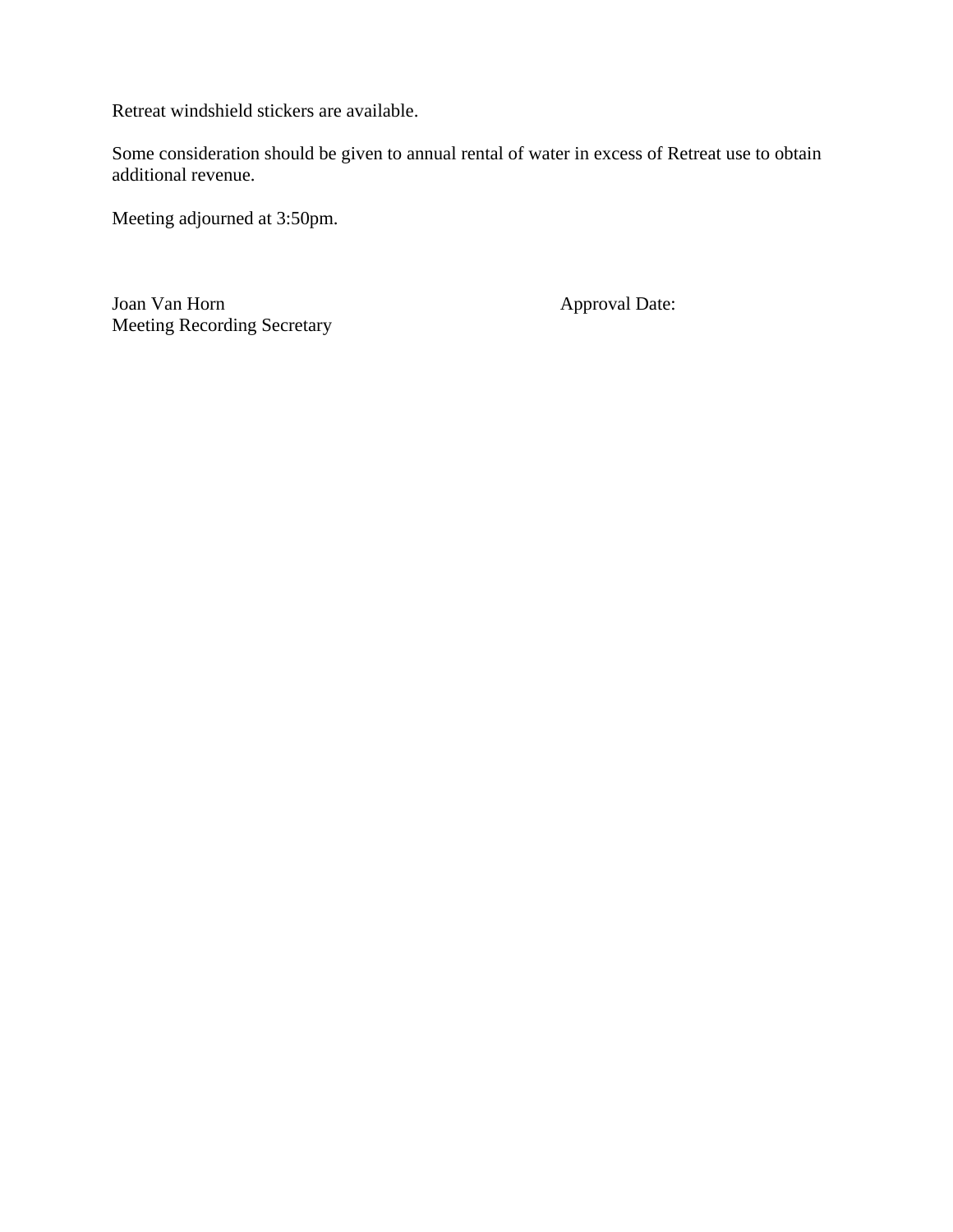Retreat windshield stickers are available.

Some consideration should be given to annual rental of water in excess of Retreat use to obtain additional revenue.

Meeting adjourned at 3:50pm.

Joan Van Horn
Meeting Recording Secretary

Approval Date: